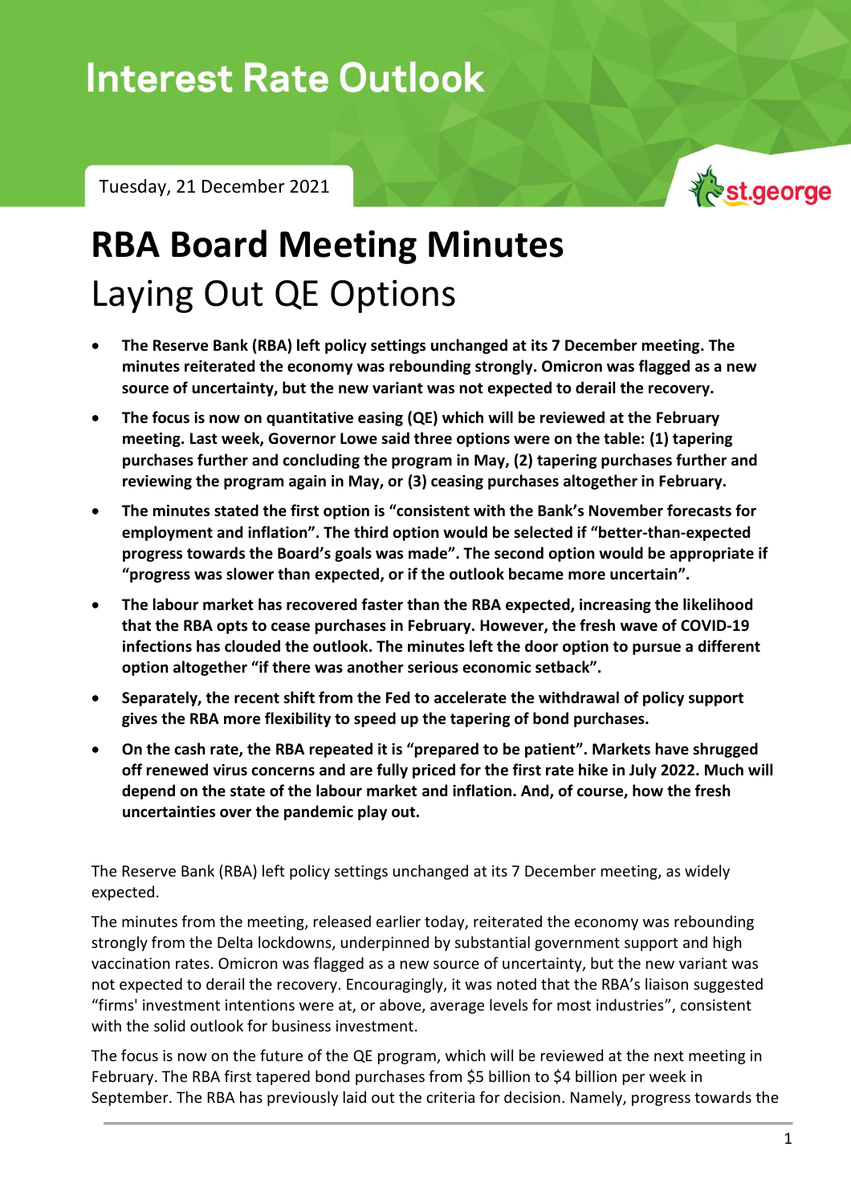# Interest Rate Outlook

Tuesday, 21 December 2021

st.george

# RBA Board Meeting Minutes

## Laying Out QE Options

- **The Reserve Bank (RBA) left policy settings unchanged at its 7 December meeting. The minutes reiterated the economy was rebounding strongly. Omicron was flagged as a new source of uncertainty, but the new variant was not expected to derail the recovery.**
- **The focus is now on quantitative easing (QE) which will be reviewed at the February meeting. Last week, Governor Lowe said three options were on the table: (1) tapering purchases further and concluding the program in May, (2) tapering purchases further and reviewing the program again in May, or (3) ceasing purchases altogether in February.**
- **The minutes stated the first option is "consistent with the Bank's November forecasts for employment and inflation". The third option would be selected if "better-than-expected progress towards the Board's goals was made". The second option would be appropriate if "progress was slower than expected, or if the outlook became more uncertain".**
- **The labour market has recovered faster than the RBA expected, increasing the likelihood that the RBA opts to cease purchases in February. However, the fresh wave of COVID-19 infections has clouded the outlook. The minutes left the door option to pursue a different option altogether "if there was another serious economic setback".**
- **Separately, the recent shift from the Fed to accelerate the withdrawal of policy support gives the RBA more flexibility to speed up the tapering of bond purchases.**
- **On the cash rate, the RBA repeated it is "prepared to be patient". Markets have shrugged off renewed virus concerns and are fully priced for the first rate hike in July 2022. Much will depend on the state of the labour market and inflation. And, of course, how the fresh uncertainties over the pandemic play out.**

The Reserve Bank (RBA) left policy settings unchanged at its 7 December meeting, as widely expected.

The minutes from the meeting, released earlier today, reiterated the economy was rebounding strongly from the Delta lockdowns, underpinned by substantial government support and high vaccination rates. Omicron was flagged as a new source of uncertainty, but the new variant was not expected to derail the recovery. Encouragingly, it was noted that the RBA's liaison suggested "firms' investment intentions were at, or above, average levels for most industries", consistent with the solid outlook for business investment.

The focus is now on the future of the QE program, which will be reviewed at the next meeting in February. The RBA first tapered bond purchases from $5 billion to $4 billion per week in September. The RBA has previously laid out the criteria for decision. Namely, progress towards the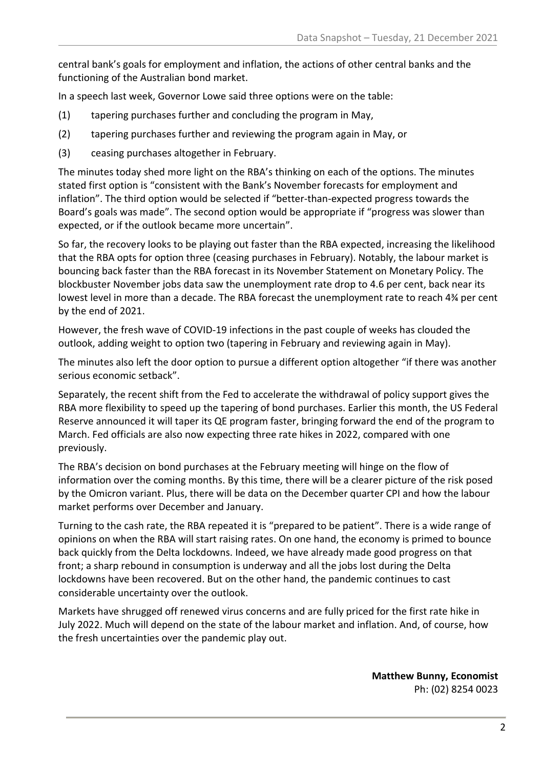central bank's goals for employment and inflation, the actions of other central banks and the functioning of the Australian bond market.

In a speech last week, Governor Lowe said three options were on the table:

(1) tapering purchases further and concluding the program in May,

(2) tapering purchases further and reviewing the program again in May, or

(3) ceasing purchases altogether in February.

The minutes today shed more light on the RBA's thinking on each of the options. The minutes stated first option is "consistent with the Bank's November forecasts for employment and inflation". The third option would be selected if "better-than-expected progress towards the Board's goals was made". The second option would be appropriate if "progress was slower than expected, or if the outlook became more uncertain".

So far, the recovery looks to be playing out faster than the RBA expected, increasing the likelihood that the RBA opts for option three (ceasing purchases in February). Notably, the labour market is bouncing back faster than the RBA forecast in its November Statement on Monetary Policy. The blockbuster November jobs data saw the unemployment rate drop to 4.6 per cent, back near its lowest level in more than a decade. The RBA forecast the unemployment rate to reach 4¾ per cent by the end of 2021.

However, the fresh wave of COVID-19 infections in the past couple of weeks has clouded the outlook, adding weight to option two (tapering in February and reviewing again in May).

The minutes also left the door option to pursue a different option altogether "if there was another serious economic setback".

Separately, the recent shift from the Fed to accelerate the withdrawal of policy support gives the RBA more flexibility to speed up the tapering of bond purchases. Earlier this month, the US Federal Reserve announced it will taper its QE program faster, bringing forward the end of the program to March. Fed officials are also now expecting three rate hikes in 2022, compared with one previously.

The RBA's decision on bond purchases at the February meeting will hinge on the flow of information over the coming months. By this time, there will be a clearer picture of the risk posed by the Omicron variant. Plus, there will be data on the December quarter CPI and how the labour market performs over December and January.

Turning to the cash rate, the RBA repeated it is "prepared to be patient". There is a wide range of opinions on when the RBA will start raising rates. On one hand, the economy is primed to bounce back quickly from the Delta lockdowns. Indeed, we have already made good progress on that front; a sharp rebound in consumption is underway and all the jobs lost during the Delta lockdowns have been recovered. But on the other hand, the pandemic continues to cast considerable uncertainty over the outlook.

Markets have shrugged off renewed virus concerns and are fully priced for the first rate hike in July 2022. Much will depend on the state of the labour market and inflation. And, of course, how the fresh uncertainties over the pandemic play out.

**Matthew Bunny, Economist**
Ph: (02) 8254 0023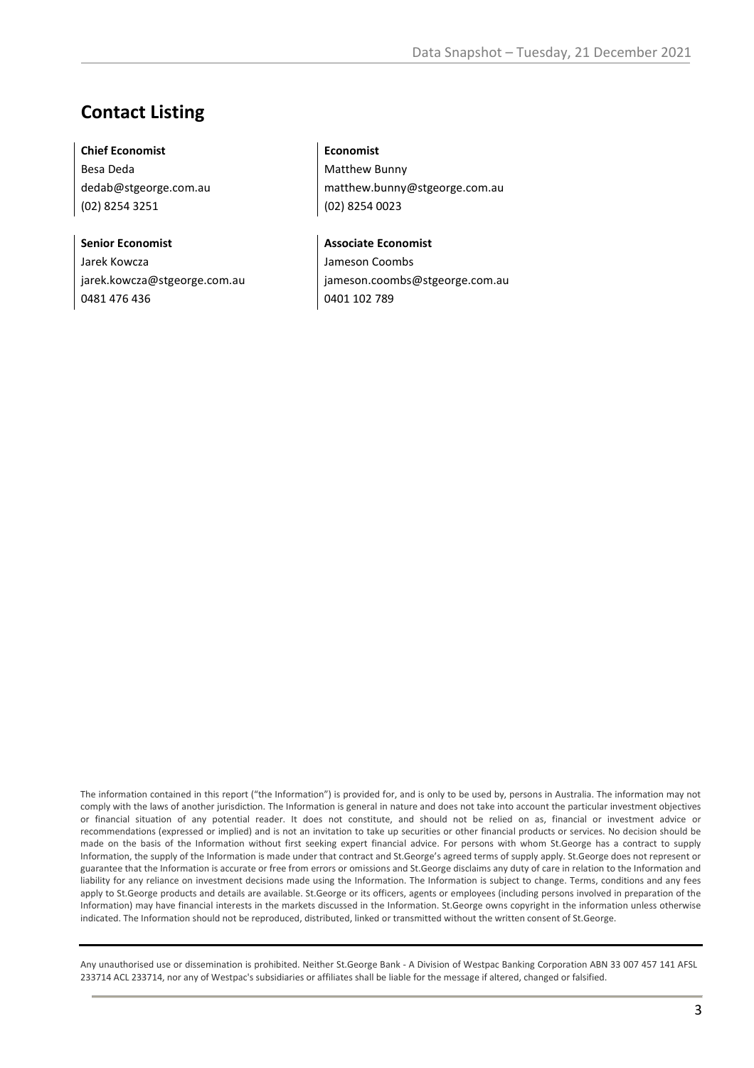## Contact Listing

**Chief Economist**
Besa Deda
dedab@stgeorge.com.au
(02) 8254 3251

**Senior Economist**
Jarek Kowcza
jarek.kowcza@stgeorge.com.au
0481 476 436

**Economist**
Matthew Bunny
matthew.bunny@stgeorge.com.au
(02) 8254 0023

**Associate Economist**
Jameson Coombs
jameson.coombs@stgeorge.com.au
0401 102 789

The information contained in this report ("the Information") is provided for, and is only to be used by, persons in Australia. The information may not comply with the laws of another jurisdiction. The Information is general in nature and does not take into account the particular investment objectives or financial situation of any potential reader. It does not constitute, and should not be relied on as, financial or investment advice or recommendations (expressed or implied) and is not an invitation to take up securities or other financial products or services. No decision should be made on the basis of the Information without first seeking expert financial advice. For persons with whom St.George has a contract to supply Information, the supply of the Information is made under that contract and St.George's agreed terms of supply apply. St.George does not represent or guarantee that the Information is accurate or free from errors or omissions and St.George disclaims any duty of care in relation to the Information and liability for any reliance on investment decisions made using the Information. The Information is subject to change. Terms, conditions and any fees apply to St.George products and details are available. St.George or its officers, agents or employees (including persons involved in preparation of the Information) may have financial interests in the markets discussed in the Information. St.George owns copyright in the information unless otherwise indicated. The Information should not be reproduced, distributed, linked or transmitted without the written consent of St.George.

Any unauthorised use or dissemination is prohibited. Neither St.George Bank - A Division of Westpac Banking Corporation ABN 33 007 457 141 AFSL 233714 ACL 233714, nor any of Westpac's subsidiaries or affiliates shall be liable for the message if altered, changed or falsified.